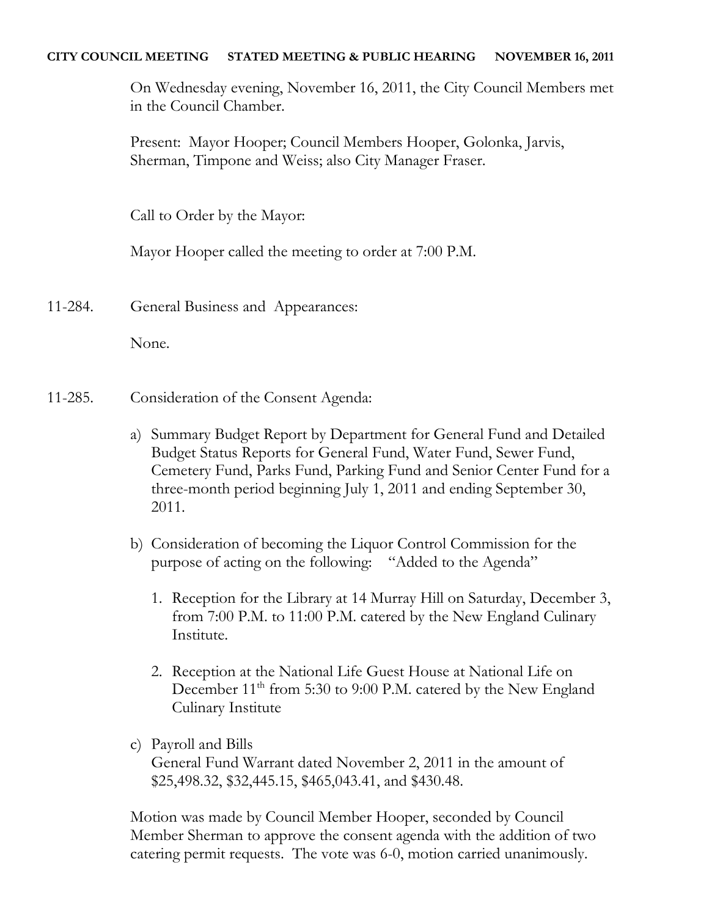**CITY COUNCIL MEETING STATED MEETING & PUBLIC HEARING NOVEMBER 16, 2011**

On Wednesday evening, November 16, 2011, the City Council Members met in the Council Chamber.

Present: Mayor Hooper; Council Members Hooper, Golonka, Jarvis, Sherman, Timpone and Weiss; also City Manager Fraser.

Call to Order by the Mayor:

Mayor Hooper called the meeting to order at 7:00 P.M.

11-284. General Business and Appearances:

None.

11-285. Consideration of the Consent Agenda:

a) Summary Budget Report by Department for General Fund and Detailed Budget Status Reports for General Fund, Water Fund, Sewer Fund, Cemetery Fund, Parks Fund, Parking Fund and Senior Center Fund for a three-month period beginning July 1, 2011 and ending September 30, 2011.

b) Consideration of becoming the Liquor Control Commission for the purpose of acting on the following: "Added to the Agenda"

1. Reception for the Library at 14 Murray Hill on Saturday, December 3, from 7:00 P.M. to 11:00 P.M. catered by the New England Culinary Institute.

2. Reception at the National Life Guest House at National Life on December 11th from 5:30 to 9:00 P.M. catered by the New England Culinary Institute

c) Payroll and Bills
General Fund Warrant dated November 2, 2011 in the amount of $25,498.32, $32,445.15, $465,043.41, and $430.48.

Motion was made by Council Member Hooper, seconded by Council Member Sherman to approve the consent agenda with the addition of two catering permit requests. The vote was 6-0, motion carried unanimously.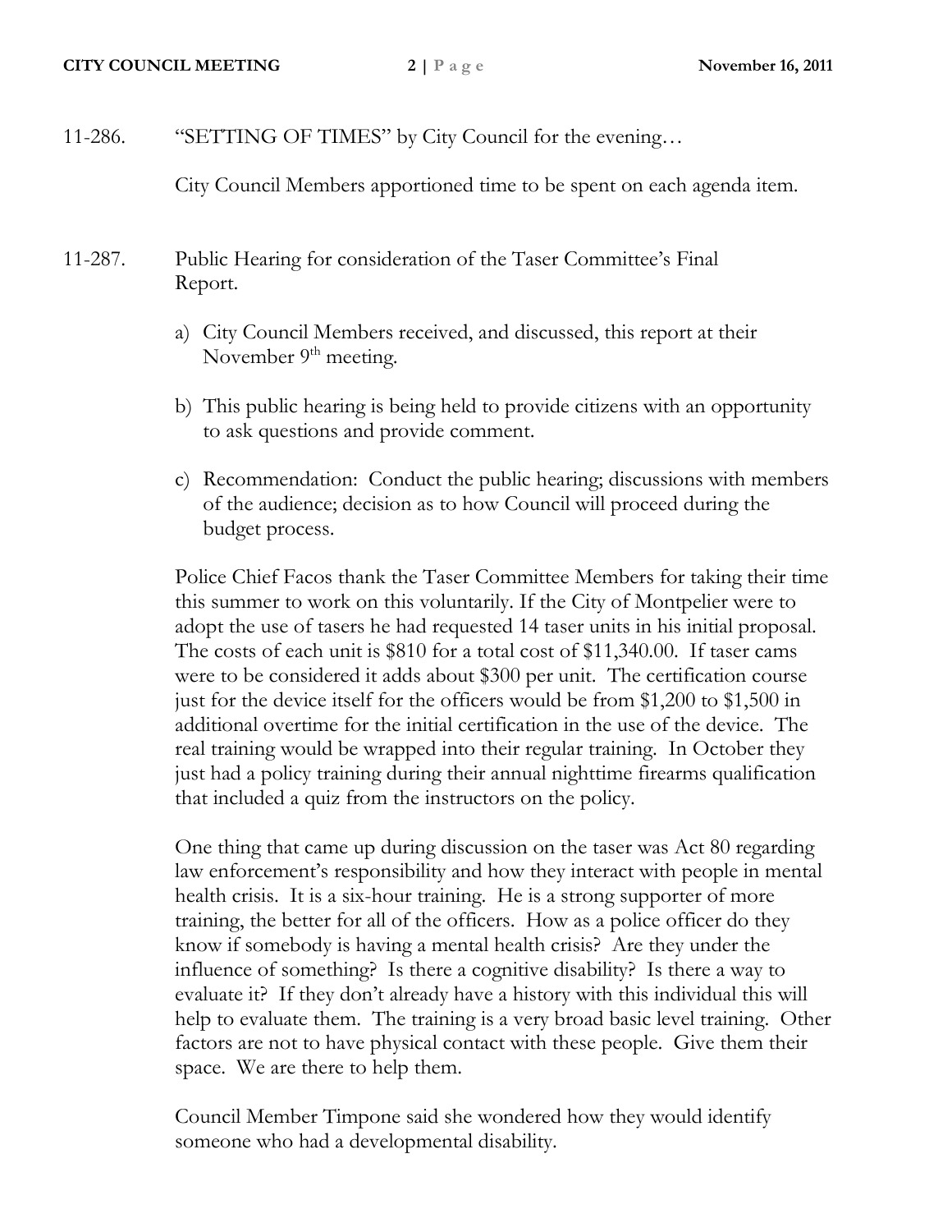11-286. "SETTING OF TIMES" by City Council for the evening…

City Council Members apportioned time to be spent on each agenda item.

11-287. Public Hearing for consideration of the Taser Committee's Final Report.

a) City Council Members received, and discussed, this report at their November 9th meeting.

b) This public hearing is being held to provide citizens with an opportunity to ask questions and provide comment.

c) Recommendation: Conduct the public hearing; discussions with members of the audience; decision as to how Council will proceed during the budget process.

Police Chief Facos thank the Taser Committee Members for taking their time this summer to work on this voluntarily. If the City of Montpelier were to adopt the use of tasers he had requested 14 taser units in his initial proposal. The costs of each unit is $810 for a total cost of $11,340.00. If taser cams were to be considered it adds about $300 per unit. The certification course just for the device itself for the officers would be from $1,200 to $1,500 in additional overtime for the initial certification in the use of the device. The real training would be wrapped into their regular training. In October they just had a policy training during their annual nighttime firearms qualification that included a quiz from the instructors on the policy.

One thing that came up during discussion on the taser was Act 80 regarding law enforcement's responsibility and how they interact with people in mental health crisis. It is a six-hour training. He is a strong supporter of more training, the better for all of the officers. How as a police officer do they know if somebody is having a mental health crisis? Are they under the influence of something? Is there a cognitive disability? Is there a way to evaluate it? If they don't already have a history with this individual this will help to evaluate them. The training is a very broad basic level training. Other factors are not to have physical contact with these people. Give them their space. We are there to help them.

Council Member Timpone said she wondered how they would identify someone who had a developmental disability.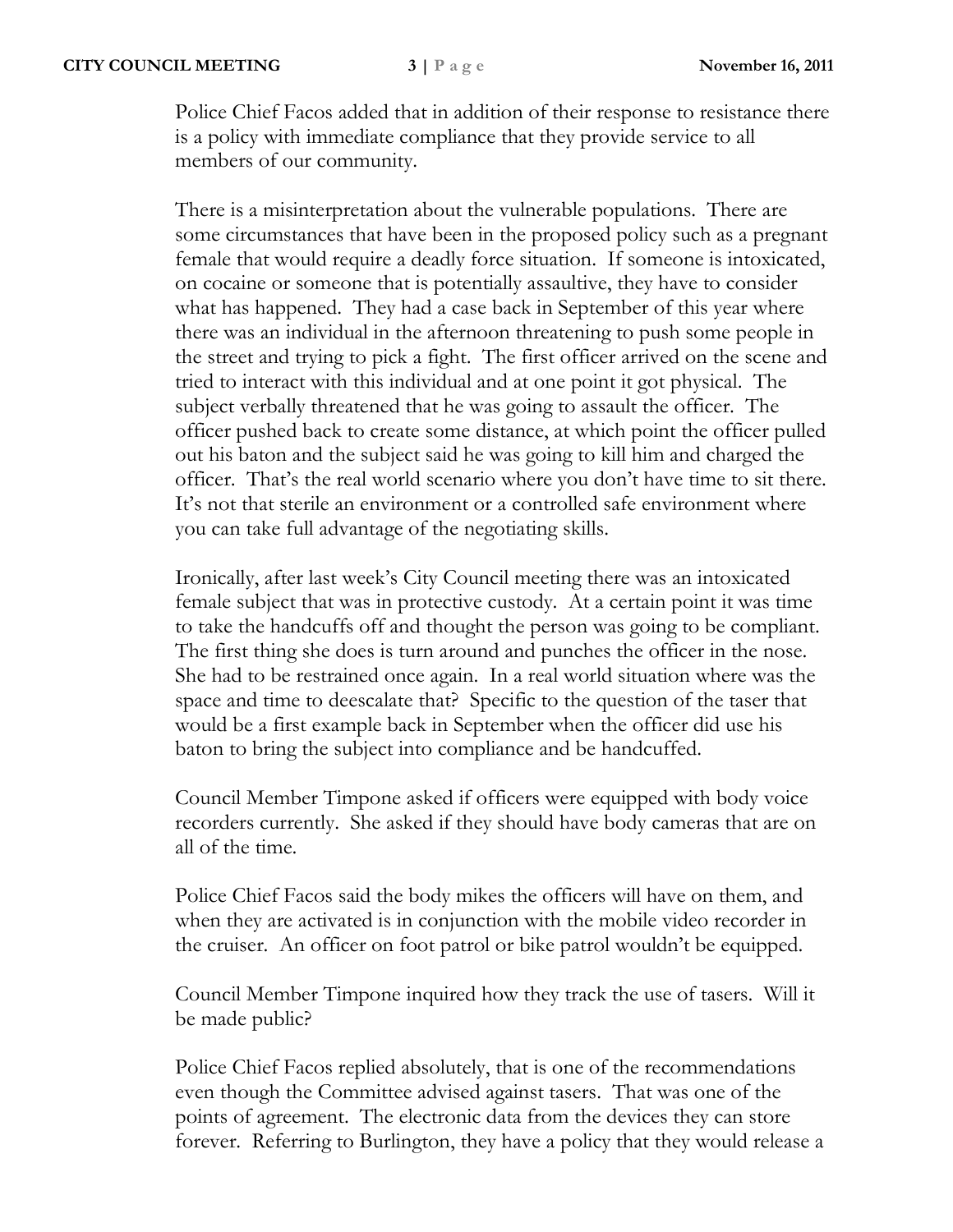Police Chief Facos added that in addition of their response to resistance there is a policy with immediate compliance that they provide service to all members of our community.

There is a misinterpretation about the vulnerable populations. There are some circumstances that have been in the proposed policy such as a pregnant female that would require a deadly force situation. If someone is intoxicated, on cocaine or someone that is potentially assaultive, they have to consider what has happened. They had a case back in September of this year where there was an individual in the afternoon threatening to push some people in the street and trying to pick a fight. The first officer arrived on the scene and tried to interact with this individual and at one point it got physical. The subject verbally threatened that he was going to assault the officer. The officer pushed back to create some distance, at which point the officer pulled out his baton and the subject said he was going to kill him and charged the officer. That's the real world scenario where you don't have time to sit there. It's not that sterile an environment or a controlled safe environment where you can take full advantage of the negotiating skills.

Ironically, after last week's City Council meeting there was an intoxicated female subject that was in protective custody. At a certain point it was time to take the handcuffs off and thought the person was going to be compliant. The first thing she does is turn around and punches the officer in the nose. She had to be restrained once again. In a real world situation where was the space and time to deescalate that? Specific to the question of the taser that would be a first example back in September when the officer did use his baton to bring the subject into compliance and be handcuffed.

Council Member Timpone asked if officers were equipped with body voice recorders currently. She asked if they should have body cameras that are on all of the time.

Police Chief Facos said the body mikes the officers will have on them, and when they are activated is in conjunction with the mobile video recorder in the cruiser. An officer on foot patrol or bike patrol wouldn't be equipped.

Council Member Timpone inquired how they track the use of tasers. Will it be made public?

Police Chief Facos replied absolutely, that is one of the recommendations even though the Committee advised against tasers. That was one of the points of agreement. The electronic data from the devices they can store forever. Referring to Burlington, they have a policy that they would release a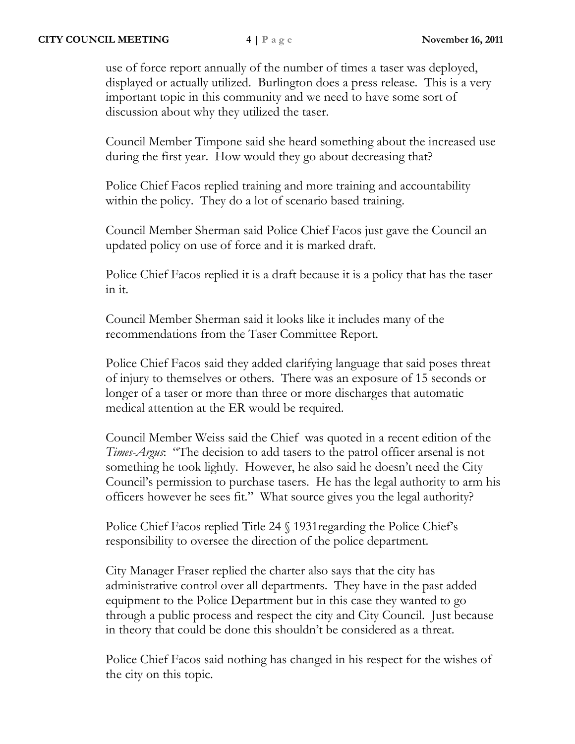use of force report annually of the number of times a taser was deployed, displayed or actually utilized. Burlington does a press release. This is a very important topic in this community and we need to have some sort of discussion about why they utilized the taser.

Council Member Timpone said she heard something about the increased use during the first year. How would they go about decreasing that?

Police Chief Facos replied training and more training and accountability within the policy. They do a lot of scenario based training.

Council Member Sherman said Police Chief Facos just gave the Council an updated policy on use of force and it is marked draft.

Police Chief Facos replied it is a draft because it is a policy that has the taser in it.

Council Member Sherman said it looks like it includes many of the recommendations from the Taser Committee Report.

Police Chief Facos said they added clarifying language that said poses threat of injury to themselves or others. There was an exposure of 15 seconds or longer of a taser or more than three or more discharges that automatic medical attention at the ER would be required.

Council Member Weiss said the Chief was quoted in a recent edition of the *Times-Argus*: "The decision to add tasers to the patrol officer arsenal is not something he took lightly. However, he also said he doesn't need the City Council's permission to purchase tasers. He has the legal authority to arm his officers however he sees fit." What source gives you the legal authority?

Police Chief Facos replied Title 24 § 1931regarding the Police Chief's responsibility to oversee the direction of the police department.

City Manager Fraser replied the charter also says that the city has administrative control over all departments. They have in the past added equipment to the Police Department but in this case they wanted to go through a public process and respect the city and City Council. Just because in theory that could be done this shouldn't be considered as a threat.

Police Chief Facos said nothing has changed in his respect for the wishes of the city on this topic.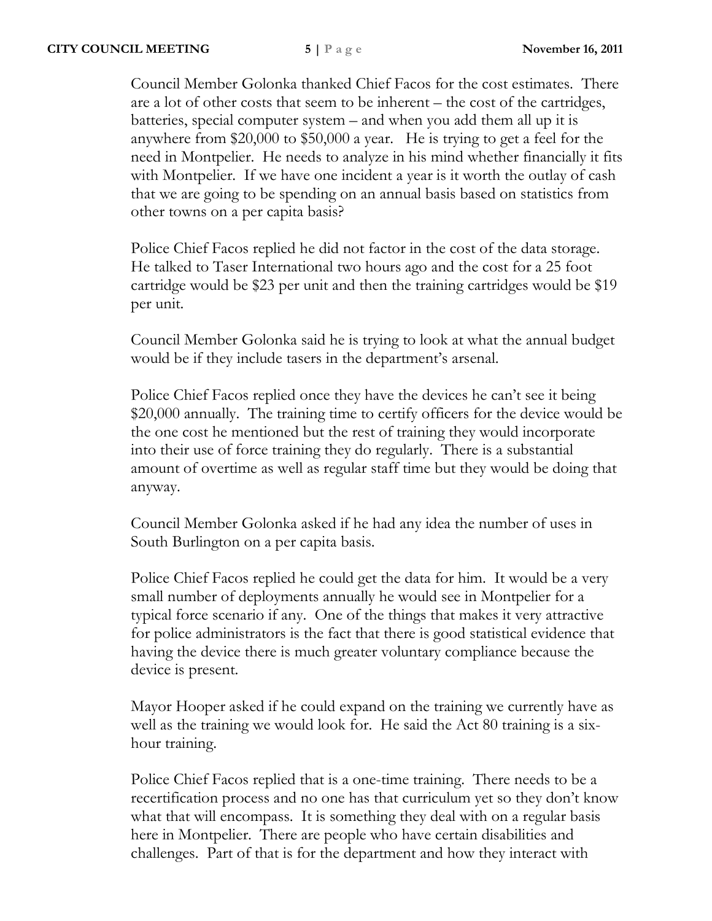Council Member Golonka thanked Chief Facos for the cost estimates. There are a lot of other costs that seem to be inherent – the cost of the cartridges, batteries, special computer system – and when you add them all up it is anywhere from $20,000 to $50,000 a year. He is trying to get a feel for the need in Montpelier. He needs to analyze in his mind whether financially it fits with Montpelier. If we have one incident a year is it worth the outlay of cash that we are going to be spending on an annual basis based on statistics from other towns on a per capita basis?

Police Chief Facos replied he did not factor in the cost of the data storage. He talked to Taser International two hours ago and the cost for a 25 foot cartridge would be $23 per unit and then the training cartridges would be $19 per unit.

Council Member Golonka said he is trying to look at what the annual budget would be if they include tasers in the department's arsenal.

Police Chief Facos replied once they have the devices he can't see it being $20,000 annually. The training time to certify officers for the device would be the one cost he mentioned but the rest of training they would incorporate into their use of force training they do regularly. There is a substantial amount of overtime as well as regular staff time but they would be doing that anyway.

Council Member Golonka asked if he had any idea the number of uses in South Burlington on a per capita basis.

Police Chief Facos replied he could get the data for him. It would be a very small number of deployments annually he would see in Montpelier for a typical force scenario if any. One of the things that makes it very attractive for police administrators is the fact that there is good statistical evidence that having the device there is much greater voluntary compliance because the device is present.

Mayor Hooper asked if he could expand on the training we currently have as well as the training we would look for. He said the Act 80 training is a six-hour training.

Police Chief Facos replied that is a one-time training. There needs to be a recertification process and no one has that curriculum yet so they don't know what that will encompass. It is something they deal with on a regular basis here in Montpelier. There are people who have certain disabilities and challenges. Part of that is for the department and how they interact with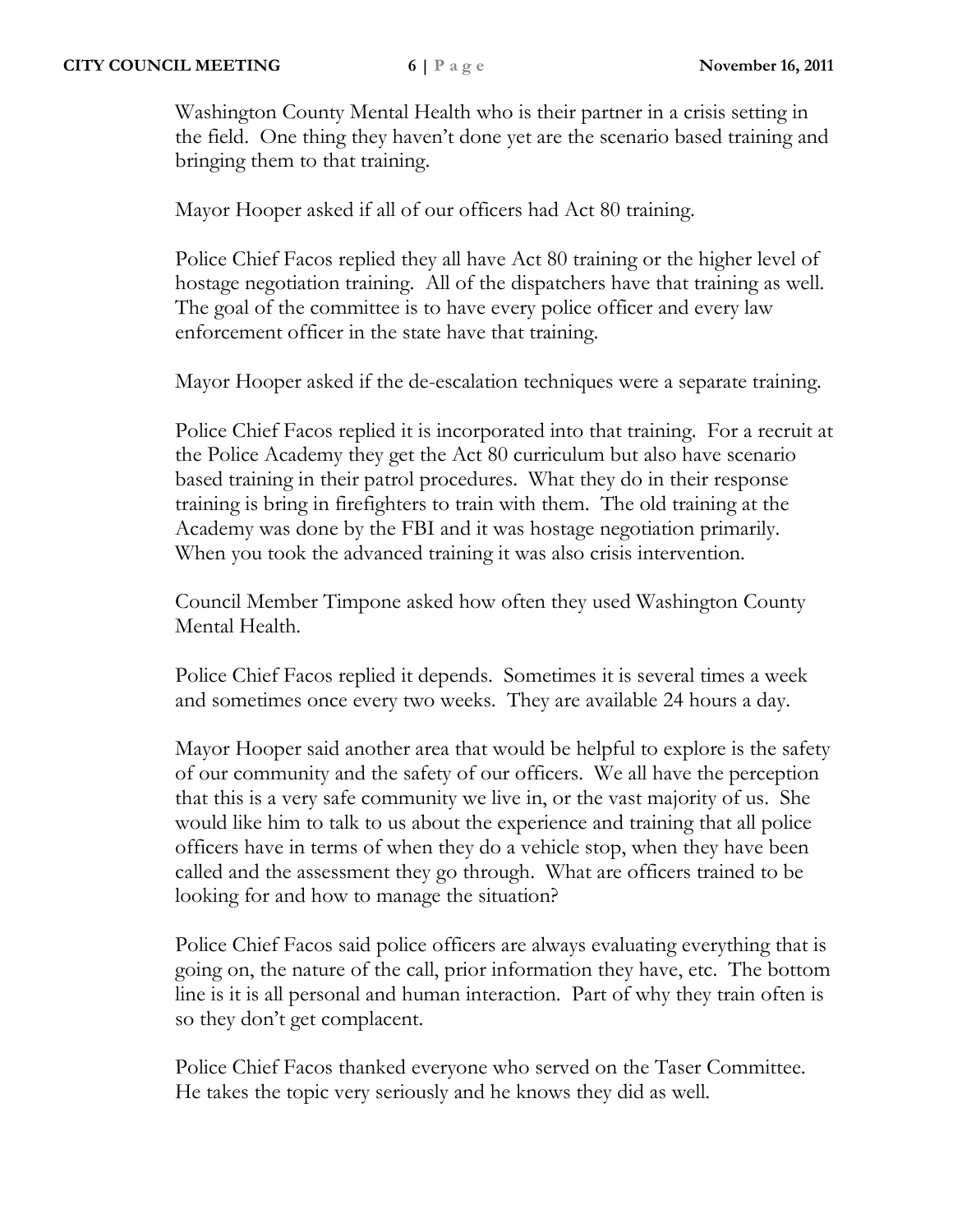Washington County Mental Health who is their partner in a crisis setting in the field. One thing they haven't done yet are the scenario based training and bringing them to that training.

Mayor Hooper asked if all of our officers had Act 80 training.

Police Chief Facos replied they all have Act 80 training or the higher level of hostage negotiation training. All of the dispatchers have that training as well. The goal of the committee is to have every police officer and every law enforcement officer in the state have that training.

Mayor Hooper asked if the de-escalation techniques were a separate training.

Police Chief Facos replied it is incorporated into that training. For a recruit at the Police Academy they get the Act 80 curriculum but also have scenario based training in their patrol procedures. What they do in their response training is bring in firefighters to train with them. The old training at the Academy was done by the FBI and it was hostage negotiation primarily. When you took the advanced training it was also crisis intervention.

Council Member Timpone asked how often they used Washington County Mental Health.

Police Chief Facos replied it depends. Sometimes it is several times a week and sometimes once every two weeks. They are available 24 hours a day.

Mayor Hooper said another area that would be helpful to explore is the safety of our community and the safety of our officers. We all have the perception that this is a very safe community we live in, or the vast majority of us. She would like him to talk to us about the experience and training that all police officers have in terms of when they do a vehicle stop, when they have been called and the assessment they go through. What are officers trained to be looking for and how to manage the situation?

Police Chief Facos said police officers are always evaluating everything that is going on, the nature of the call, prior information they have, etc. The bottom line is it is all personal and human interaction. Part of why they train often is so they don't get complacent.

Police Chief Facos thanked everyone who served on the Taser Committee. He takes the topic very seriously and he knows they did as well.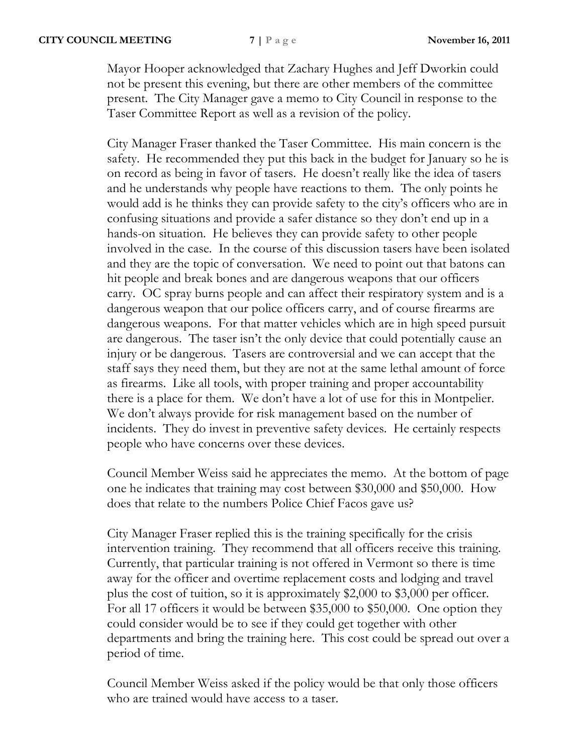Mayor Hooper acknowledged that Zachary Hughes and Jeff Dworkin could not be present this evening, but there are other members of the committee present. The City Manager gave a memo to City Council in response to the Taser Committee Report as well as a revision of the policy.

City Manager Fraser thanked the Taser Committee. His main concern is the safety. He recommended they put this back in the budget for January so he is on record as being in favor of tasers. He doesn't really like the idea of tasers and he understands why people have reactions to them. The only points he would add is he thinks they can provide safety to the city's officers who are in confusing situations and provide a safer distance so they don't end up in a hands-on situation. He believes they can provide safety to other people involved in the case. In the course of this discussion tasers have been isolated and they are the topic of conversation. We need to point out that batons can hit people and break bones and are dangerous weapons that our officers carry. OC spray burns people and can affect their respiratory system and is a dangerous weapon that our police officers carry, and of course firearms are dangerous weapons. For that matter vehicles which are in high speed pursuit are dangerous. The taser isn't the only device that could potentially cause an injury or be dangerous. Tasers are controversial and we can accept that the staff says they need them, but they are not at the same lethal amount of force as firearms. Like all tools, with proper training and proper accountability there is a place for them. We don't have a lot of use for this in Montpelier. We don't always provide for risk management based on the number of incidents. They do invest in preventive safety devices. He certainly respects people who have concerns over these devices.

Council Member Weiss said he appreciates the memo. At the bottom of page one he indicates that training may cost between $30,000 and $50,000. How does that relate to the numbers Police Chief Facos gave us?

City Manager Fraser replied this is the training specifically for the crisis intervention training. They recommend that all officers receive this training. Currently, that particular training is not offered in Vermont so there is time away for the officer and overtime replacement costs and lodging and travel plus the cost of tuition, so it is approximately $2,000 to $3,000 per officer. For all 17 officers it would be between $35,000 to $50,000. One option they could consider would be to see if they could get together with other departments and bring the training here. This cost could be spread out over a period of time.

Council Member Weiss asked if the policy would be that only those officers who are trained would have access to a taser.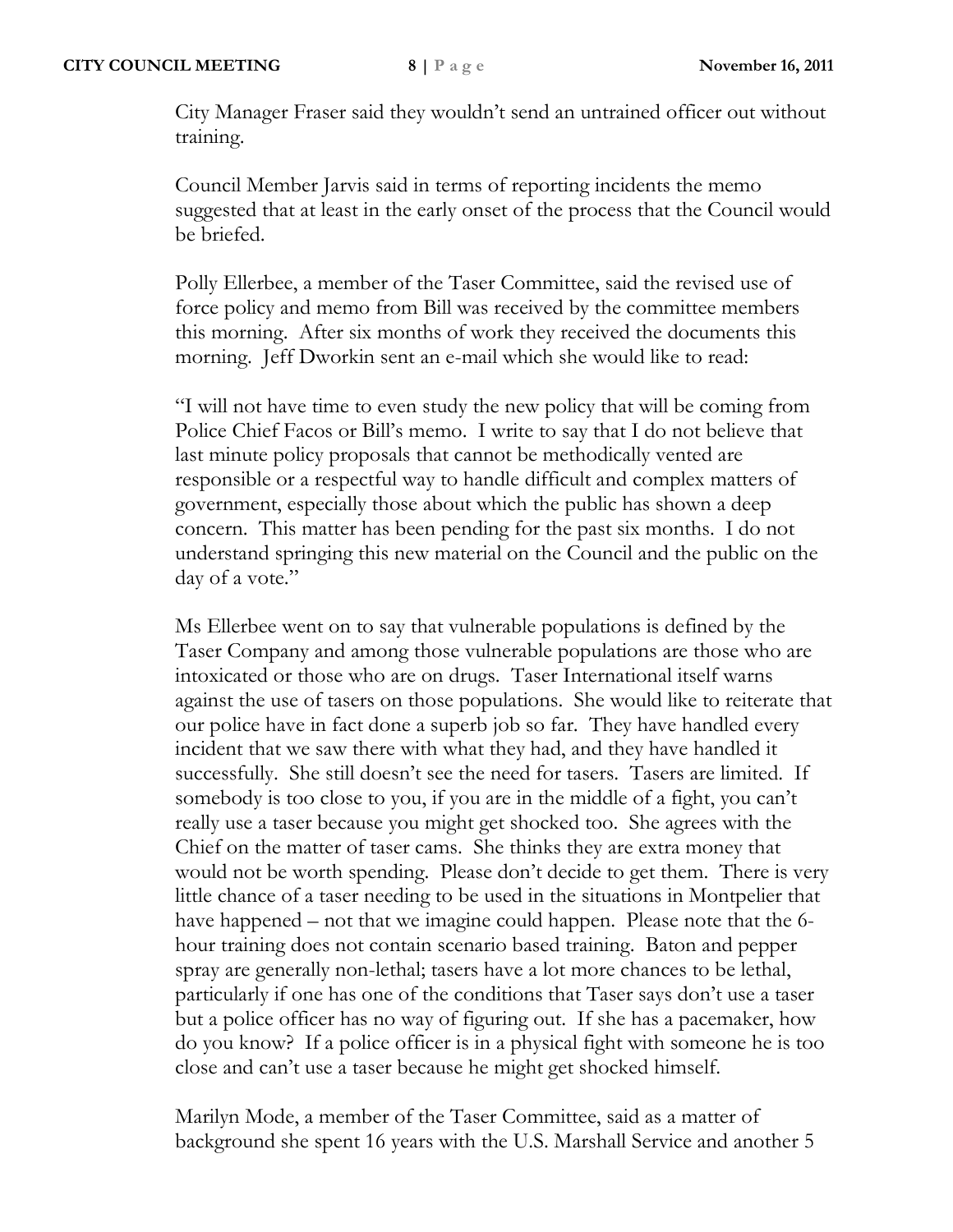City Manager Fraser said they wouldn't send an untrained officer out without training.

Council Member Jarvis said in terms of reporting incidents the memo suggested that at least in the early onset of the process that the Council would be briefed.

Polly Ellerbee, a member of the Taser Committee, said the revised use of force policy and memo from Bill was received by the committee members this morning. After six months of work they received the documents this morning. Jeff Dworkin sent an e-mail which she would like to read:

"I will not have time to even study the new policy that will be coming from Police Chief Facos or Bill's memo. I write to say that I do not believe that last minute policy proposals that cannot be methodically vented are responsible or a respectful way to handle difficult and complex matters of government, especially those about which the public has shown a deep concern. This matter has been pending for the past six months. I do not understand springing this new material on the Council and the public on the day of a vote."

Ms Ellerbee went on to say that vulnerable populations is defined by the Taser Company and among those vulnerable populations are those who are intoxicated or those who are on drugs. Taser International itself warns against the use of tasers on those populations. She would like to reiterate that our police have in fact done a superb job so far. They have handled every incident that we saw there with what they had, and they have handled it successfully. She still doesn't see the need for tasers. Tasers are limited. If somebody is too close to you, if you are in the middle of a fight, you can't really use a taser because you might get shocked too. She agrees with the Chief on the matter of taser cams. She thinks they are extra money that would not be worth spending. Please don't decide to get them. There is very little chance of a taser needing to be used in the situations in Montpelier that have happened – not that we imagine could happen. Please note that the 6-hour training does not contain scenario based training. Baton and pepper spray are generally non-lethal; tasers have a lot more chances to be lethal, particularly if one has one of the conditions that Taser says don't use a taser but a police officer has no way of figuring out. If she has a pacemaker, how do you know? If a police officer is in a physical fight with someone he is too close and can't use a taser because he might get shocked himself.

Marilyn Mode, a member of the Taser Committee, said as a matter of background she spent 16 years with the U.S. Marshall Service and another 5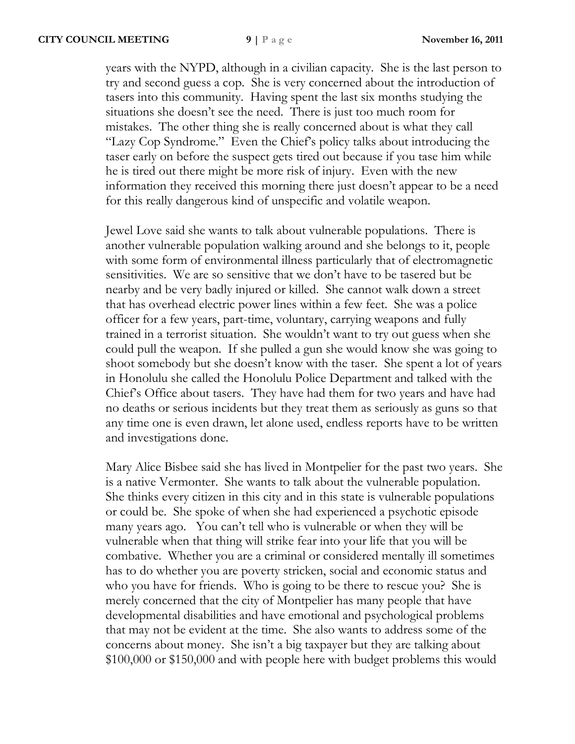years with the NYPD, although in a civilian capacity. She is the last person to try and second guess a cop. She is very concerned about the introduction of tasers into this community. Having spent the last six months studying the situations she doesn't see the need. There is just too much room for mistakes. The other thing she is really concerned about is what they call "Lazy Cop Syndrome." Even the Chief's policy talks about introducing the taser early on before the suspect gets tired out because if you tase him while he is tired out there might be more risk of injury. Even with the new information they received this morning there just doesn't appear to be a need for this really dangerous kind of unspecific and volatile weapon.

Jewel Love said she wants to talk about vulnerable populations. There is another vulnerable population walking around and she belongs to it, people with some form of environmental illness particularly that of electromagnetic sensitivities. We are so sensitive that we don't have to be tasered but be nearby and be very badly injured or killed. She cannot walk down a street that has overhead electric power lines within a few feet. She was a police officer for a few years, part-time, voluntary, carrying weapons and fully trained in a terrorist situation. She wouldn't want to try out guess when she could pull the weapon. If she pulled a gun she would know she was going to shoot somebody but she doesn't know with the taser. She spent a lot of years in Honolulu she called the Honolulu Police Department and talked with the Chief's Office about tasers. They have had them for two years and have had no deaths or serious incidents but they treat them as seriously as guns so that any time one is even drawn, let alone used, endless reports have to be written and investigations done.

Mary Alice Bisbee said she has lived in Montpelier for the past two years. She is a native Vermonter. She wants to talk about the vulnerable population. She thinks every citizen in this city and in this state is vulnerable populations or could be. She spoke of when she had experienced a psychotic episode many years ago. You can't tell who is vulnerable or when they will be vulnerable when that thing will strike fear into your life that you will be combative. Whether you are a criminal or considered mentally ill sometimes has to do whether you are poverty stricken, social and economic status and who you have for friends. Who is going to be there to rescue you? She is merely concerned that the city of Montpelier has many people that have developmental disabilities and have emotional and psychological problems that may not be evident at the time. She also wants to address some of the concerns about money. She isn't a big taxpayer but they are talking about $100,000 or $150,000 and with people here with budget problems this would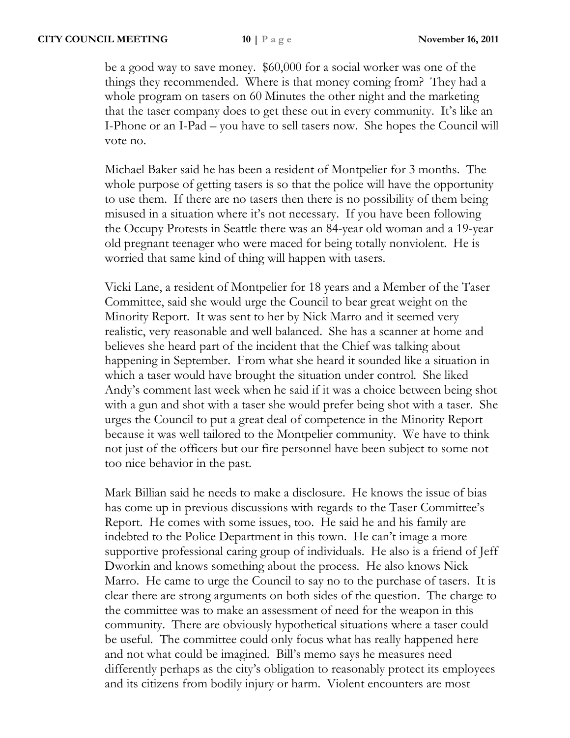be a good way to save money. $60,000 for a social worker was one of the things they recommended. Where is that money coming from? They had a whole program on tasers on 60 Minutes the other night and the marketing that the taser company does to get these out in every community. It's like an I-Phone or an I-Pad – you have to sell tasers now. She hopes the Council will vote no.

Michael Baker said he has been a resident of Montpelier for 3 months. The whole purpose of getting tasers is so that the police will have the opportunity to use them. If there are no tasers then there is no possibility of them being misused in a situation where it's not necessary. If you have been following the Occupy Protests in Seattle there was an 84-year old woman and a 19-year old pregnant teenager who were maced for being totally nonviolent. He is worried that same kind of thing will happen with tasers.

Vicki Lane, a resident of Montpelier for 18 years and a Member of the Taser Committee, said she would urge the Council to bear great weight on the Minority Report. It was sent to her by Nick Marro and it seemed very realistic, very reasonable and well balanced. She has a scanner at home and believes she heard part of the incident that the Chief was talking about happening in September. From what she heard it sounded like a situation in which a taser would have brought the situation under control. She liked Andy's comment last week when he said if it was a choice between being shot with a gun and shot with a taser she would prefer being shot with a taser. She urges the Council to put a great deal of competence in the Minority Report because it was well tailored to the Montpelier community. We have to think not just of the officers but our fire personnel have been subject to some not too nice behavior in the past.

Mark Billian said he needs to make a disclosure. He knows the issue of bias has come up in previous discussions with regards to the Taser Committee's Report. He comes with some issues, too. He said he and his family are indebted to the Police Department in this town. He can't image a more supportive professional caring group of individuals. He also is a friend of Jeff Dworkin and knows something about the process. He also knows Nick Marro. He came to urge the Council to say no to the purchase of tasers. It is clear there are strong arguments on both sides of the question. The charge to the committee was to make an assessment of need for the weapon in this community. There are obviously hypothetical situations where a taser could be useful. The committee could only focus what has really happened here and not what could be imagined. Bill's memo says he measures need differently perhaps as the city's obligation to reasonably protect its employees and its citizens from bodily injury or harm. Violent encounters are most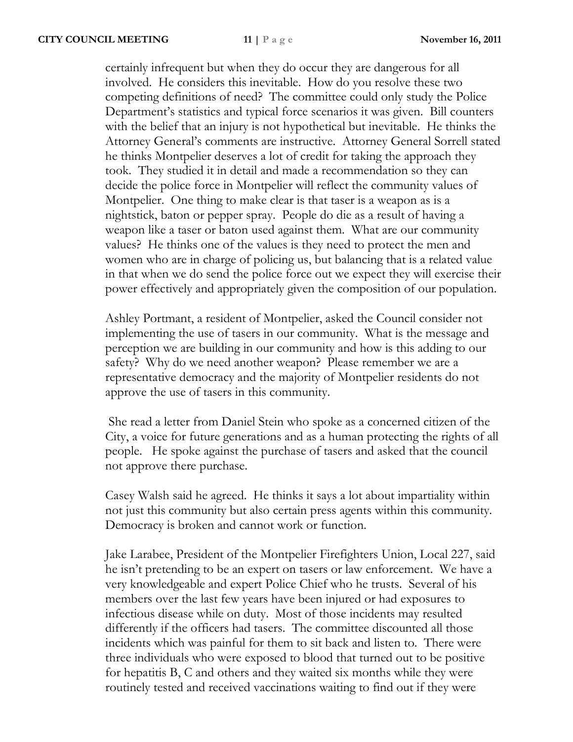certainly infrequent but when they do occur they are dangerous for all involved. He considers this inevitable. How do you resolve these two competing definitions of need? The committee could only study the Police Department's statistics and typical force scenarios it was given. Bill counters with the belief that an injury is not hypothetical but inevitable. He thinks the Attorney General's comments are instructive. Attorney General Sorrell stated he thinks Montpelier deserves a lot of credit for taking the approach they took. They studied it in detail and made a recommendation so they can decide the police force in Montpelier will reflect the community values of Montpelier. One thing to make clear is that taser is a weapon as is a nightstick, baton or pepper spray. People do die as a result of having a weapon like a taser or baton used against them. What are our community values? He thinks one of the values is they need to protect the men and women who are in charge of policing us, but balancing that is a related value in that when we do send the police force out we expect they will exercise their power effectively and appropriately given the composition of our population.

Ashley Portmant, a resident of Montpelier, asked the Council consider not implementing the use of tasers in our community. What is the message and perception we are building in our community and how is this adding to our safety? Why do we need another weapon? Please remember we are a representative democracy and the majority of Montpelier residents do not approve the use of tasers in this community.

She read a letter from Daniel Stein who spoke as a concerned citizen of the City, a voice for future generations and as a human protecting the rights of all people. He spoke against the purchase of tasers and asked that the council not approve there purchase.

Casey Walsh said he agreed. He thinks it says a lot about impartiality within not just this community but also certain press agents within this community. Democracy is broken and cannot work or function.

Jake Larabee, President of the Montpelier Firefighters Union, Local 227, said he isn't pretending to be an expert on tasers or law enforcement. We have a very knowledgeable and expert Police Chief who he trusts. Several of his members over the last few years have been injured or had exposures to infectious disease while on duty. Most of those incidents may resulted differently if the officers had tasers. The committee discounted all those incidents which was painful for them to sit back and listen to. There were three individuals who were exposed to blood that turned out to be positive for hepatitis B, C and others and they waited six months while they were routinely tested and received vaccinations waiting to find out if they were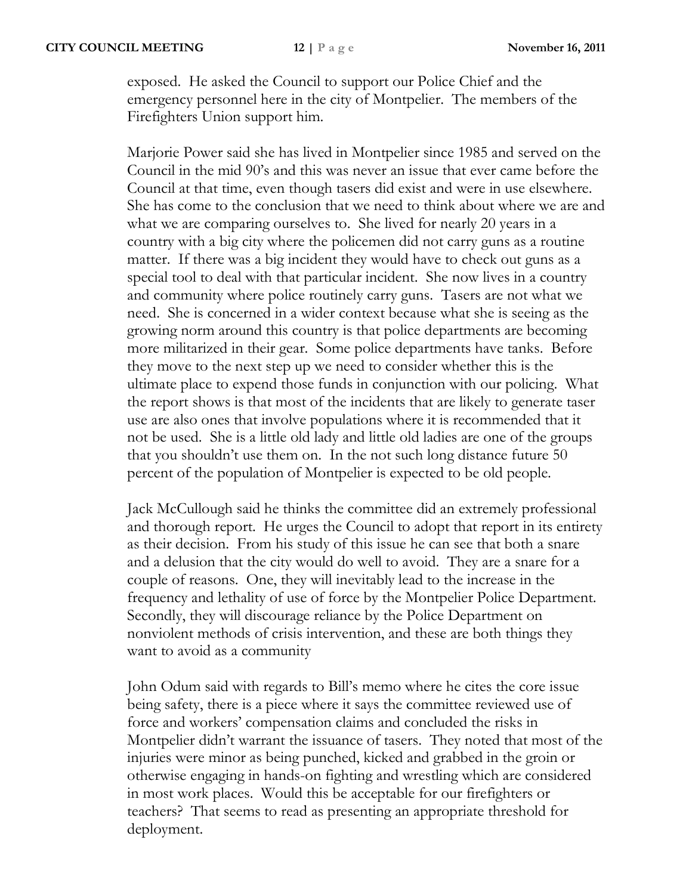exposed. He asked the Council to support our Police Chief and the emergency personnel here in the city of Montpelier. The members of the Firefighters Union support him.

Marjorie Power said she has lived in Montpelier since 1985 and served on the Council in the mid 90's and this was never an issue that ever came before the Council at that time, even though tasers did exist and were in use elsewhere. She has come to the conclusion that we need to think about where we are and what we are comparing ourselves to. She lived for nearly 20 years in a country with a big city where the policemen did not carry guns as a routine matter. If there was a big incident they would have to check out guns as a special tool to deal with that particular incident. She now lives in a country and community where police routinely carry guns. Tasers are not what we need. She is concerned in a wider context because what she is seeing as the growing norm around this country is that police departments are becoming more militarized in their gear. Some police departments have tanks. Before they move to the next step up we need to consider whether this is the ultimate place to expend those funds in conjunction with our policing. What the report shows is that most of the incidents that are likely to generate taser use are also ones that involve populations where it is recommended that it not be used. She is a little old lady and little old ladies are one of the groups that you shouldn't use them on. In the not such long distance future 50 percent of the population of Montpelier is expected to be old people.

Jack McCullough said he thinks the committee did an extremely professional and thorough report. He urges the Council to adopt that report in its entirety as their decision. From his study of this issue he can see that both a snare and a delusion that the city would do well to avoid. They are a snare for a couple of reasons. One, they will inevitably lead to the increase in the frequency and lethality of use of force by the Montpelier Police Department. Secondly, they will discourage reliance by the Police Department on nonviolent methods of crisis intervention, and these are both things they want to avoid as a community

John Odum said with regards to Bill's memo where he cites the core issue being safety, there is a piece where it says the committee reviewed use of force and workers' compensation claims and concluded the risks in Montpelier didn't warrant the issuance of tasers. They noted that most of the injuries were minor as being punched, kicked and grabbed in the groin or otherwise engaging in hands-on fighting and wrestling which are considered in most work places. Would this be acceptable for our firefighters or teachers? That seems to read as presenting an appropriate threshold for deployment.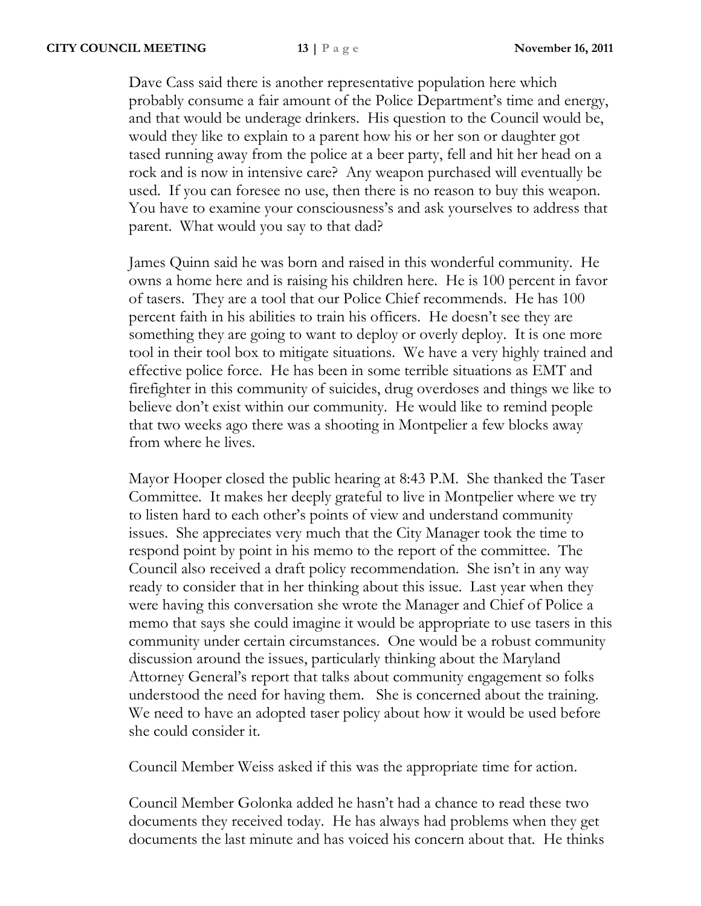Dave Cass said there is another representative population here which probably consume a fair amount of the Police Department's time and energy, and that would be underage drinkers. His question to the Council would be, would they like to explain to a parent how his or her son or daughter got tased running away from the police at a beer party, fell and hit her head on a rock and is now in intensive care? Any weapon purchased will eventually be used. If you can foresee no use, then there is no reason to buy this weapon. You have to examine your consciousness's and ask yourselves to address that parent. What would you say to that dad?

James Quinn said he was born and raised in this wonderful community. He owns a home here and is raising his children here. He is 100 percent in favor of tasers. They are a tool that our Police Chief recommends. He has 100 percent faith in his abilities to train his officers. He doesn't see they are something they are going to want to deploy or overly deploy. It is one more tool in their tool box to mitigate situations. We have a very highly trained and effective police force. He has been in some terrible situations as EMT and firefighter in this community of suicides, drug overdoses and things we like to believe don't exist within our community. He would like to remind people that two weeks ago there was a shooting in Montpelier a few blocks away from where he lives.

Mayor Hooper closed the public hearing at 8:43 P.M. She thanked the Taser Committee. It makes her deeply grateful to live in Montpelier where we try to listen hard to each other's points of view and understand community issues. She appreciates very much that the City Manager took the time to respond point by point in his memo to the report of the committee. The Council also received a draft policy recommendation. She isn't in any way ready to consider that in her thinking about this issue. Last year when they were having this conversation she wrote the Manager and Chief of Police a memo that says she could imagine it would be appropriate to use tasers in this community under certain circumstances. One would be a robust community discussion around the issues, particularly thinking about the Maryland Attorney General's report that talks about community engagement so folks understood the need for having them. She is concerned about the training. We need to have an adopted taser policy about how it would be used before she could consider it.

Council Member Weiss asked if this was the appropriate time for action.

Council Member Golonka added he hasn't had a chance to read these two documents they received today. He has always had problems when they get documents the last minute and has voiced his concern about that. He thinks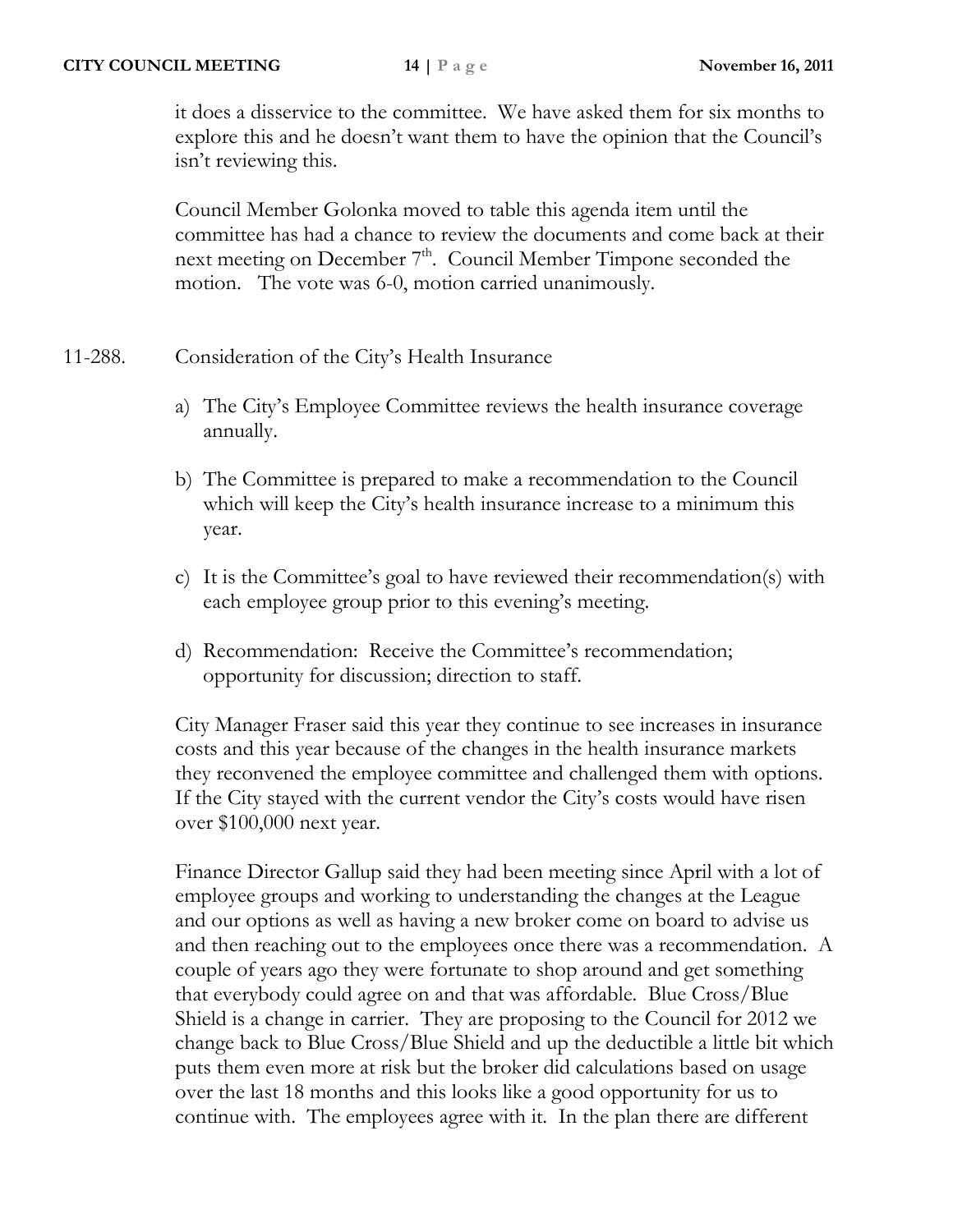it does a disservice to the committee. We have asked them for six months to explore this and he doesn't want them to have the opinion that the Council's isn't reviewing this.

Council Member Golonka moved to table this agenda item until the committee has had a chance to review the documents and come back at their next meeting on December 7th. Council Member Timpone seconded the motion. The vote was 6-0, motion carried unanimously.

11-288. Consideration of the City's Health Insurance

a) The City's Employee Committee reviews the health insurance coverage annually.

b) The Committee is prepared to make a recommendation to the Council which will keep the City's health insurance increase to a minimum this year.

c) It is the Committee's goal to have reviewed their recommendation(s) with each employee group prior to this evening's meeting.

d) Recommendation: Receive the Committee's recommendation; opportunity for discussion; direction to staff.

City Manager Fraser said this year they continue to see increases in insurance costs and this year because of the changes in the health insurance markets they reconvened the employee committee and challenged them with options. If the City stayed with the current vendor the City's costs would have risen over $100,000 next year.

Finance Director Gallup said they had been meeting since April with a lot of employee groups and working to understanding the changes at the League and our options as well as having a new broker come on board to advise us and then reaching out to the employees once there was a recommendation. A couple of years ago they were fortunate to shop around and get something that everybody could agree on and that was affordable. Blue Cross/Blue Shield is a change in carrier. They are proposing to the Council for 2012 we change back to Blue Cross/Blue Shield and up the deductible a little bit which puts them even more at risk but the broker did calculations based on usage over the last 18 months and this looks like a good opportunity for us to continue with. The employees agree with it. In the plan there are different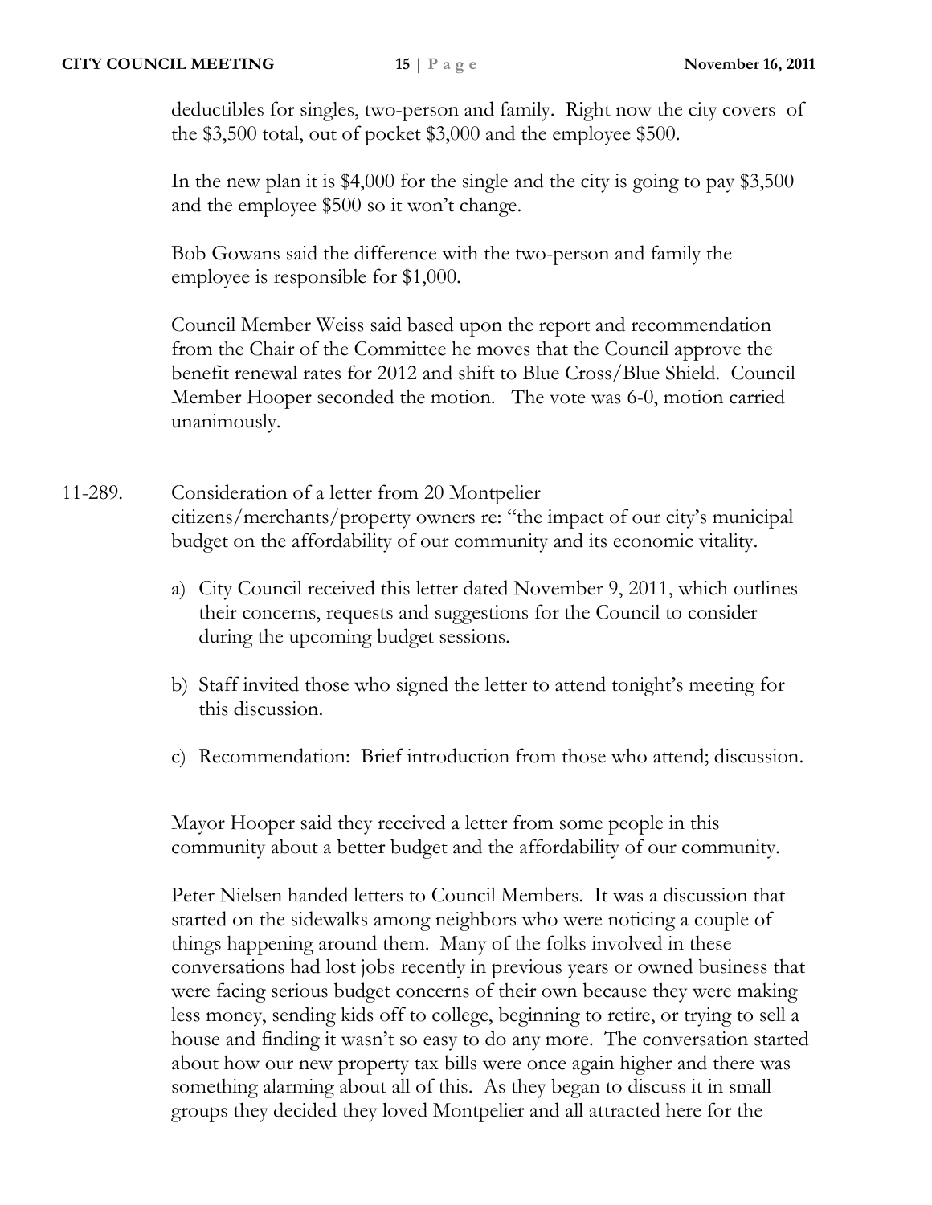deductibles for singles, two-person and family. Right now the city covers of the $3,500 total, out of pocket $3,000 and the employee $500.

In the new plan it is $4,000 for the single and the city is going to pay $3,500 and the employee $500 so it won't change.

Bob Gowans said the difference with the two-person and family the employee is responsible for $1,000.

Council Member Weiss said based upon the report and recommendation from the Chair of the Committee he moves that the Council approve the benefit renewal rates for 2012 and shift to Blue Cross/Blue Shield. Council Member Hooper seconded the motion. The vote was 6-0, motion carried unanimously.

11-289. Consideration of a letter from 20 Montpelier citizens/merchants/property owners re: "the impact of our city's municipal budget on the affordability of our community and its economic vitality.

a) City Council received this letter dated November 9, 2011, which outlines their concerns, requests and suggestions for the Council to consider during the upcoming budget sessions.

b) Staff invited those who signed the letter to attend tonight's meeting for this discussion.

c) Recommendation: Brief introduction from those who attend; discussion.

Mayor Hooper said they received a letter from some people in this community about a better budget and the affordability of our community.

Peter Nielsen handed letters to Council Members. It was a discussion that started on the sidewalks among neighbors who were noticing a couple of things happening around them. Many of the folks involved in these conversations had lost jobs recently in previous years or owned business that were facing serious budget concerns of their own because they were making less money, sending kids off to college, beginning to retire, or trying to sell a house and finding it wasn't so easy to do any more. The conversation started about how our new property tax bills were once again higher and there was something alarming about all of this. As they began to discuss it in small groups they decided they loved Montpelier and all attracted here for the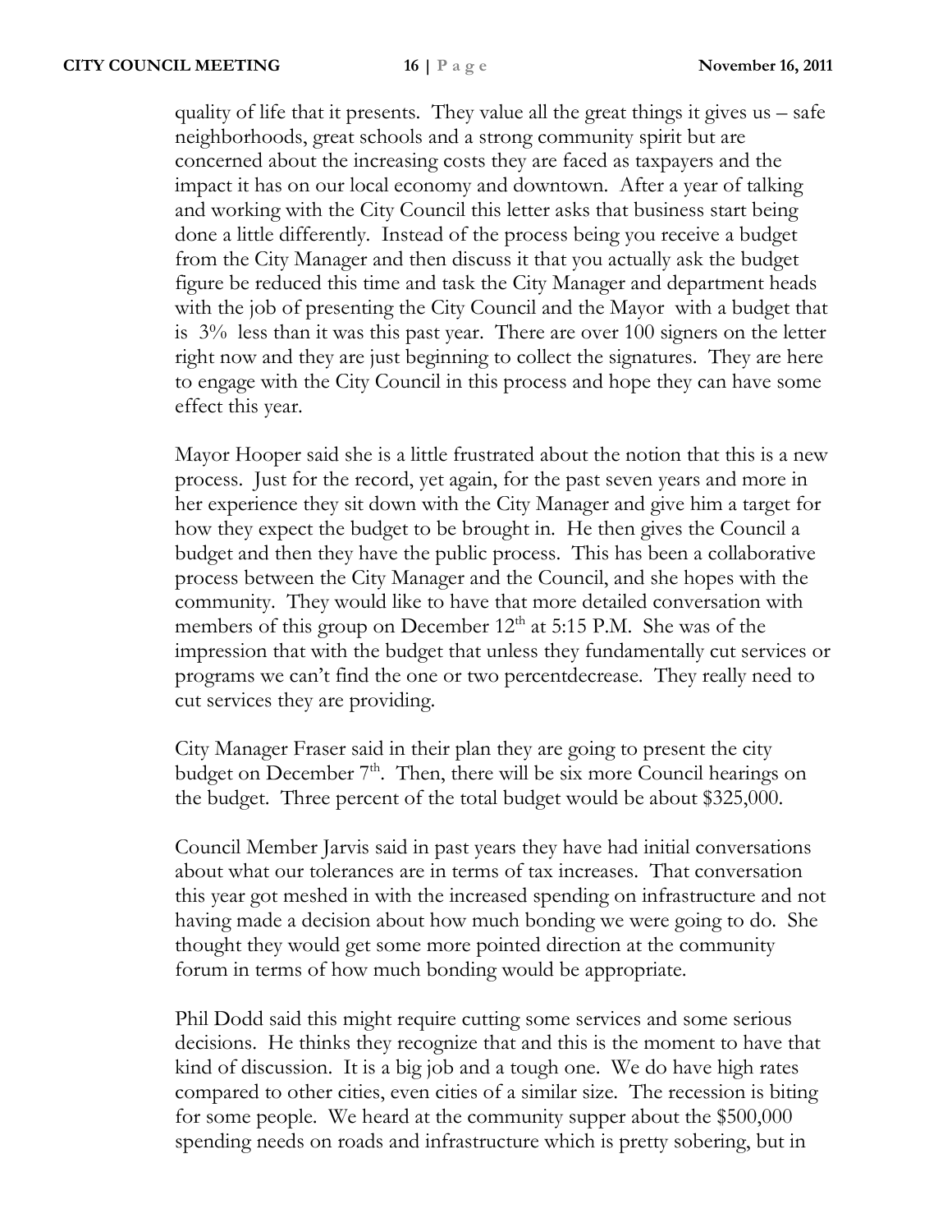quality of life that it presents. They value all the great things it gives us – safe neighborhoods, great schools and a strong community spirit but are concerned about the increasing costs they are faced as taxpayers and the impact it has on our local economy and downtown. After a year of talking and working with the City Council this letter asks that business start being done a little differently. Instead of the process being you receive a budget from the City Manager and then discuss it that you actually ask the budget figure be reduced this time and task the City Manager and department heads with the job of presenting the City Council and the Mayor with a budget that is 3% less than it was this past year. There are over 100 signers on the letter right now and they are just beginning to collect the signatures. They are here to engage with the City Council in this process and hope they can have some effect this year.

Mayor Hooper said she is a little frustrated about the notion that this is a new process. Just for the record, yet again, for the past seven years and more in her experience they sit down with the City Manager and give him a target for how they expect the budget to be brought in. He then gives the Council a budget and then they have the public process. This has been a collaborative process between the City Manager and the Council, and she hopes with the community. They would like to have that more detailed conversation with members of this group on December 12th at 5:15 P.M. She was of the impression that with the budget that unless they fundamentally cut services or programs we can't find the one or two percentdecrease. They really need to cut services they are providing.

City Manager Fraser said in their plan they are going to present the city budget on December 7th. Then, there will be six more Council hearings on the budget. Three percent of the total budget would be about $325,000.

Council Member Jarvis said in past years they have had initial conversations about what our tolerances are in terms of tax increases. That conversation this year got meshed in with the increased spending on infrastructure and not having made a decision about how much bonding we were going to do. She thought they would get some more pointed direction at the community forum in terms of how much bonding would be appropriate.

Phil Dodd said this might require cutting some services and some serious decisions. He thinks they recognize that and this is the moment to have that kind of discussion. It is a big job and a tough one. We do have high rates compared to other cities, even cities of a similar size. The recession is biting for some people. We heard at the community supper about the $500,000 spending needs on roads and infrastructure which is pretty sobering, but in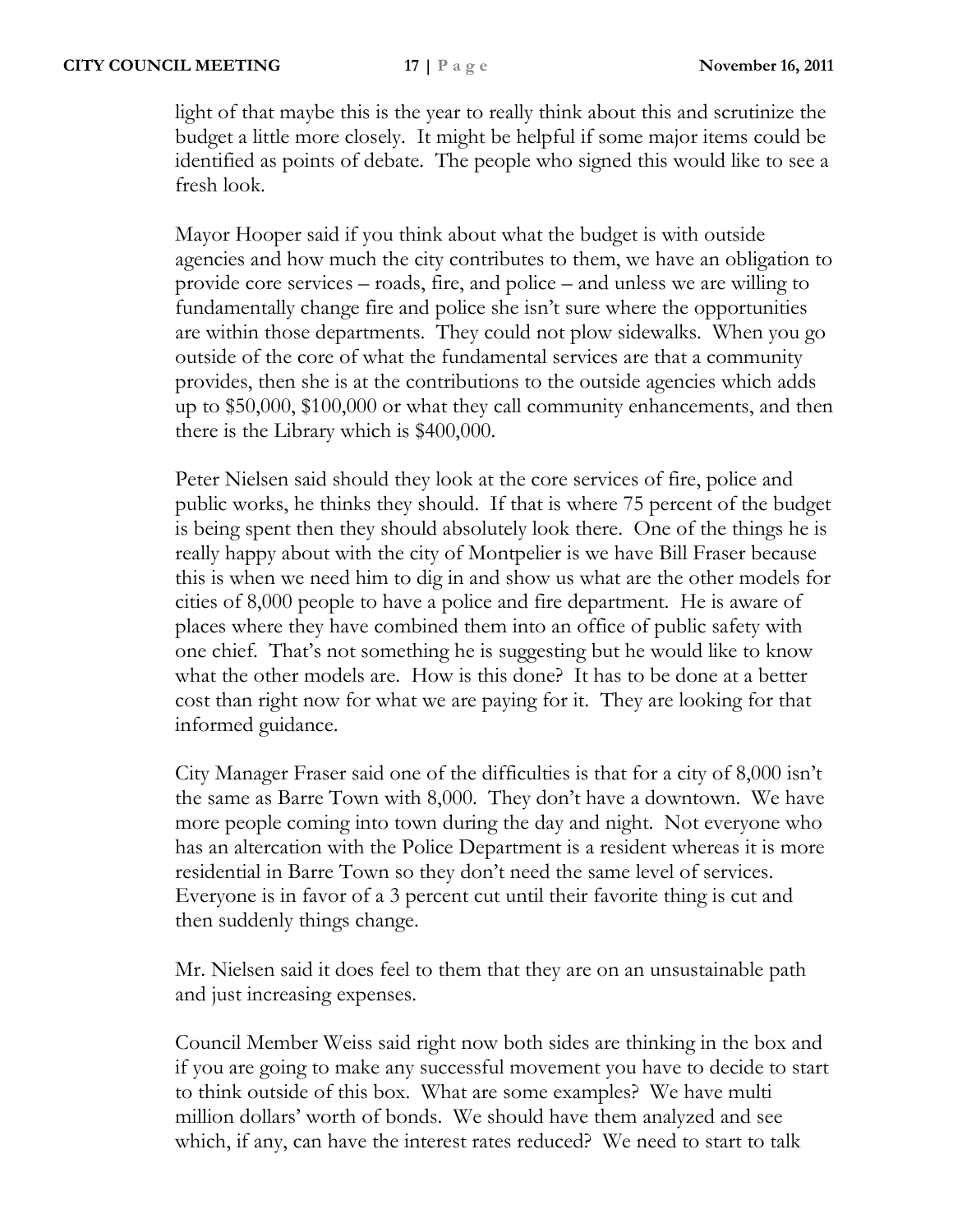light of that maybe this is the year to really think about this and scrutinize the budget a little more closely. It might be helpful if some major items could be identified as points of debate. The people who signed this would like to see a fresh look.

Mayor Hooper said if you think about what the budget is with outside agencies and how much the city contributes to them, we have an obligation to provide core services – roads, fire, and police – and unless we are willing to fundamentally change fire and police she isn't sure where the opportunities are within those departments. They could not plow sidewalks. When you go outside of the core of what the fundamental services are that a community provides, then she is at the contributions to the outside agencies which adds up to $50,000, $100,000 or what they call community enhancements, and then there is the Library which is $400,000.

Peter Nielsen said should they look at the core services of fire, police and public works, he thinks they should. If that is where 75 percent of the budget is being spent then they should absolutely look there. One of the things he is really happy about with the city of Montpelier is we have Bill Fraser because this is when we need him to dig in and show us what are the other models for cities of 8,000 people to have a police and fire department. He is aware of places where they have combined them into an office of public safety with one chief. That's not something he is suggesting but he would like to know what the other models are. How is this done? It has to be done at a better cost than right now for what we are paying for it. They are looking for that informed guidance.

City Manager Fraser said one of the difficulties is that for a city of 8,000 isn't the same as Barre Town with 8,000. They don't have a downtown. We have more people coming into town during the day and night. Not everyone who has an altercation with the Police Department is a resident whereas it is more residential in Barre Town so they don't need the same level of services. Everyone is in favor of a 3 percent cut until their favorite thing is cut and then suddenly things change.

Mr. Nielsen said it does feel to them that they are on an unsustainable path and just increasing expenses.

Council Member Weiss said right now both sides are thinking in the box and if you are going to make any successful movement you have to decide to start to think outside of this box. What are some examples? We have multi million dollars' worth of bonds. We should have them analyzed and see which, if any, can have the interest rates reduced? We need to start to talk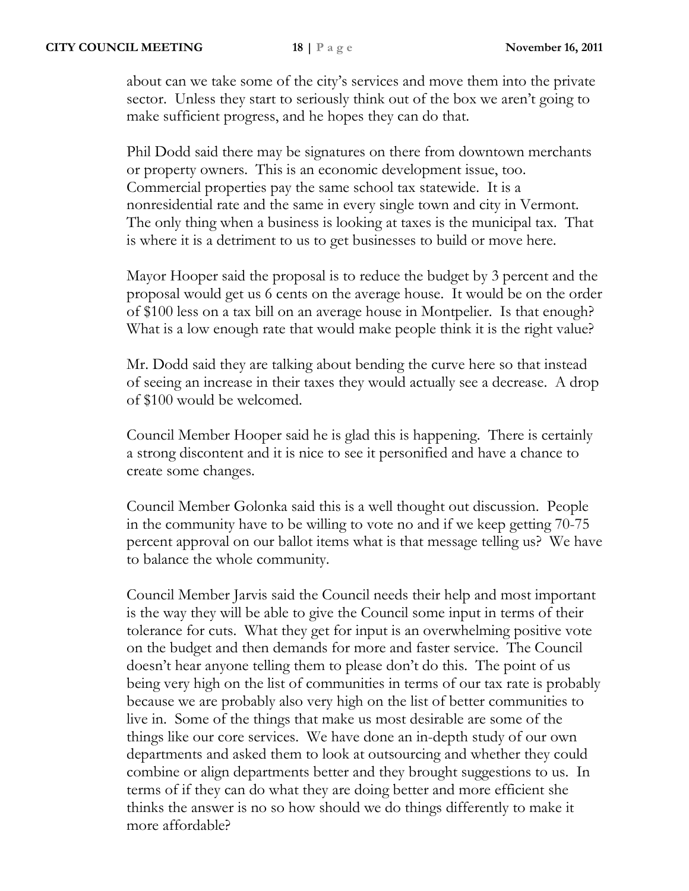about can we take some of the city's services and move them into the private sector. Unless they start to seriously think out of the box we aren't going to make sufficient progress, and he hopes they can do that.

Phil Dodd said there may be signatures on there from downtown merchants or property owners. This is an economic development issue, too. Commercial properties pay the same school tax statewide. It is a nonresidential rate and the same in every single town and city in Vermont. The only thing when a business is looking at taxes is the municipal tax. That is where it is a detriment to us to get businesses to build or move here.

Mayor Hooper said the proposal is to reduce the budget by 3 percent and the proposal would get us 6 cents on the average house. It would be on the order of $100 less on a tax bill on an average house in Montpelier. Is that enough? What is a low enough rate that would make people think it is the right value?

Mr. Dodd said they are talking about bending the curve here so that instead of seeing an increase in their taxes they would actually see a decrease. A drop of $100 would be welcomed.

Council Member Hooper said he is glad this is happening. There is certainly a strong discontent and it is nice to see it personified and have a chance to create some changes.

Council Member Golonka said this is a well thought out discussion. People in the community have to be willing to vote no and if we keep getting 70-75 percent approval on our ballot items what is that message telling us? We have to balance the whole community.

Council Member Jarvis said the Council needs their help and most important is the way they will be able to give the Council some input in terms of their tolerance for cuts. What they get for input is an overwhelming positive vote on the budget and then demands for more and faster service. The Council doesn't hear anyone telling them to please don't do this. The point of us being very high on the list of communities in terms of our tax rate is probably because we are probably also very high on the list of better communities to live in. Some of the things that make us most desirable are some of the things like our core services. We have done an in-depth study of our own departments and asked them to look at outsourcing and whether they could combine or align departments better and they brought suggestions to us. In terms of if they can do what they are doing better and more efficient she thinks the answer is no so how should we do things differently to make it more affordable?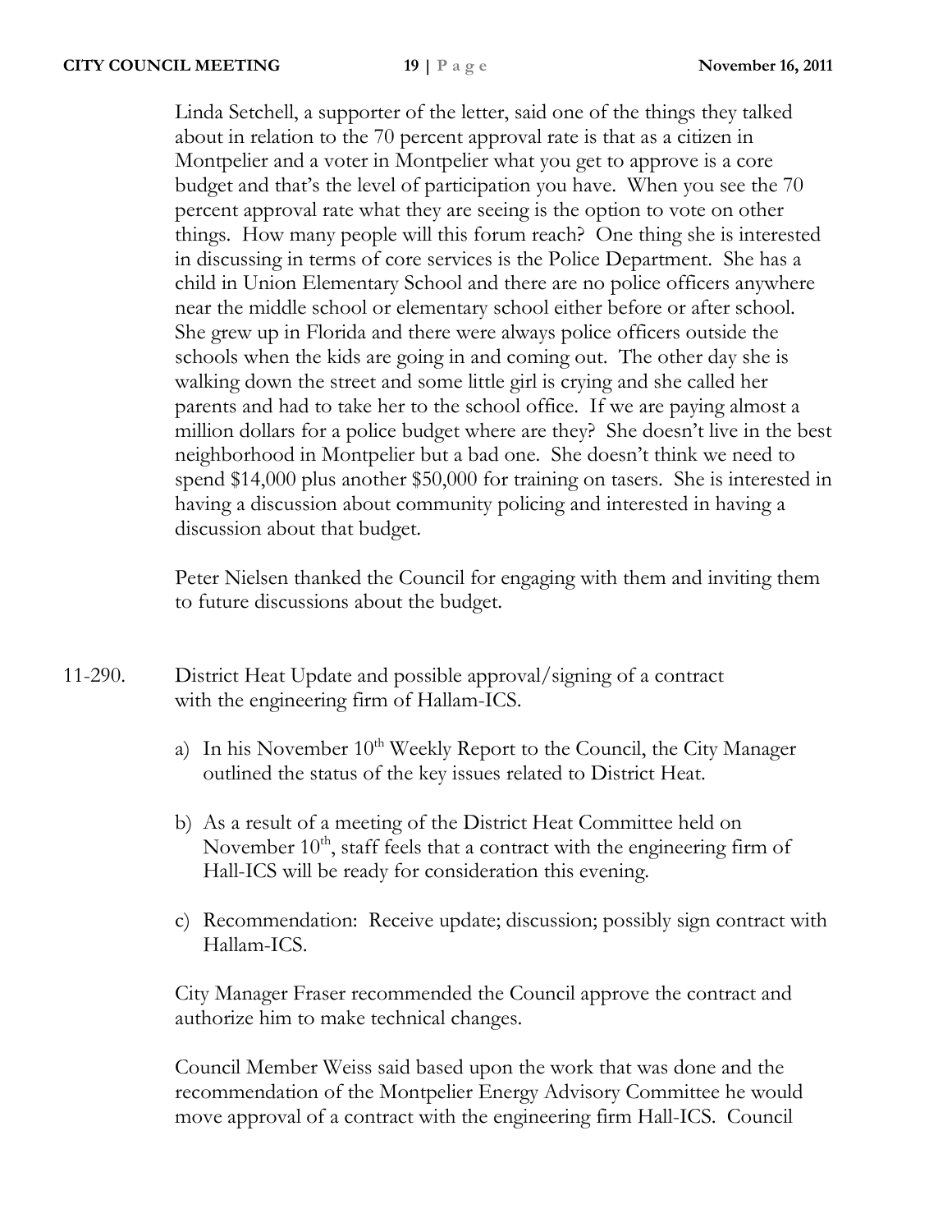Linda Setchell, a supporter of the letter, said one of the things they talked about in relation to the 70 percent approval rate is that as a citizen in Montpelier and a voter in Montpelier what you get to approve is a core budget and that's the level of participation you have. When you see the 70 percent approval rate what they are seeing is the option to vote on other things. How many people will this forum reach? One thing she is interested in discussing in terms of core services is the Police Department. She has a child in Union Elementary School and there are no police officers anywhere near the middle school or elementary school either before or after school. She grew up in Florida and there were always police officers outside the schools when the kids are going in and coming out. The other day she is walking down the street and some little girl is crying and she called her parents and had to take her to the school office. If we are paying almost a million dollars for a police budget where are they? She doesn't live in the best neighborhood in Montpelier but a bad one. She doesn't think we need to spend \$14,000 plus another \$50,000 for training on tasers. She is interested in having a discussion about community policing and interested in having a discussion about that budget.

Peter Nielsen thanked the Council for engaging with them and inviting them to future discussions about the budget.

11-290. District Heat Update and possible approval/signing of a contract with the engineering firm of Hallam-ICS.

a) In his November 10th Weekly Report to the Council, the City Manager outlined the status of the key issues related to District Heat.

b) As a result of a meeting of the District Heat Committee held on November 10th, staff feels that a contract with the engineering firm of Hall-ICS will be ready for consideration this evening.

c) Recommendation: Receive update; discussion; possibly sign contract with Hallam-ICS.

City Manager Fraser recommended the Council approve the contract and authorize him to make technical changes.

Council Member Weiss said based upon the work that was done and the recommendation of the Montpelier Energy Advisory Committee he would move approval of a contract with the engineering firm Hall-ICS. Council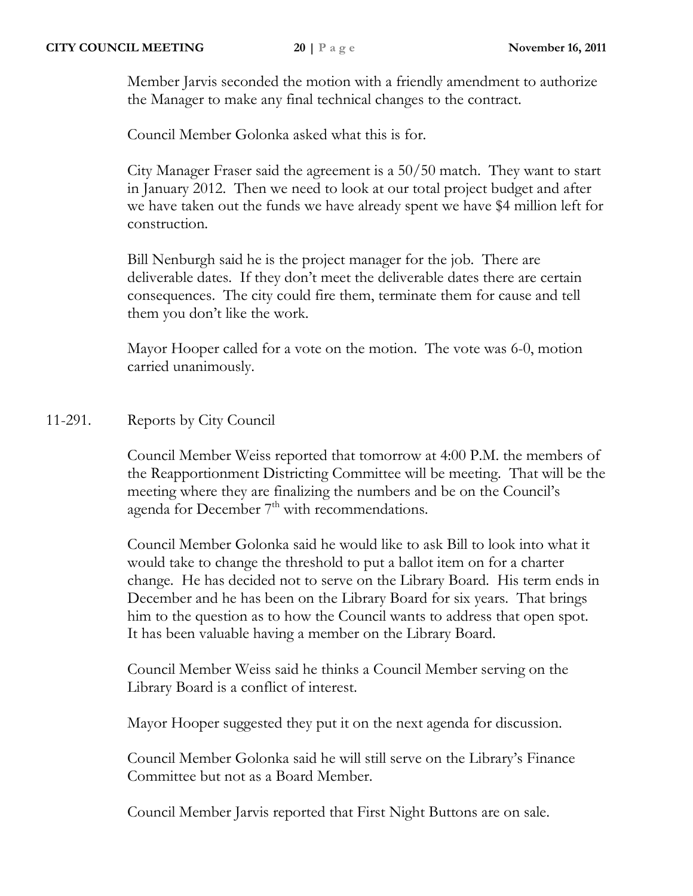Member Jarvis seconded the motion with a friendly amendment to authorize the Manager to make any final technical changes to the contract.

Council Member Golonka asked what this is for.

City Manager Fraser said the agreement is a 50/50 match. They want to start in January 2012. Then we need to look at our total project budget and after we have taken out the funds we have already spent we have $4 million left for construction.

Bill Nenburgh said he is the project manager for the job. There are deliverable dates. If they don't meet the deliverable dates there are certain consequences. The city could fire them, terminate them for cause and tell them you don't like the work.

Mayor Hooper called for a vote on the motion. The vote was 6-0, motion carried unanimously.

11-291. Reports by City Council

Council Member Weiss reported that tomorrow at 4:00 P.M. the members of the Reapportionment Districting Committee will be meeting. That will be the meeting where they are finalizing the numbers and be on the Council's agenda for December 7th with recommendations.

Council Member Golonka said he would like to ask Bill to look into what it would take to change the threshold to put a ballot item on for a charter change. He has decided not to serve on the Library Board. His term ends in December and he has been on the Library Board for six years. That brings him to the question as to how the Council wants to address that open spot. It has been valuable having a member on the Library Board.

Council Member Weiss said he thinks a Council Member serving on the Library Board is a conflict of interest.

Mayor Hooper suggested they put it on the next agenda for discussion.

Council Member Golonka said he will still serve on the Library's Finance Committee but not as a Board Member.

Council Member Jarvis reported that First Night Buttons are on sale.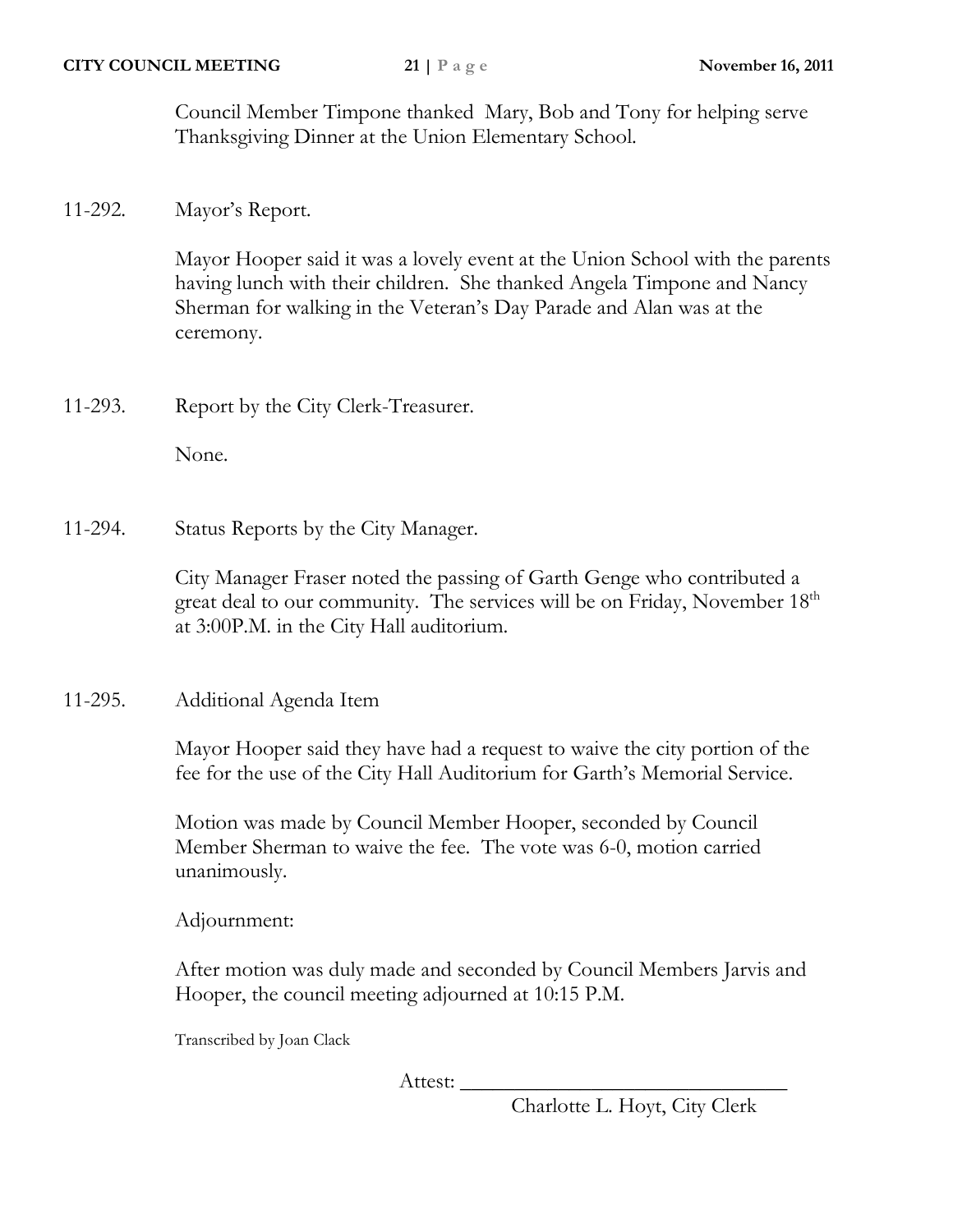Council Member Timpone thanked  Mary, Bob and Tony for helping serve Thanksgiving Dinner at the Union Elementary School.

11-292. Mayor's Report.

Mayor Hooper said it was a lovely event at the Union School with the parents having lunch with their children.  She thanked Angela Timpone and Nancy Sherman for walking in the Veteran's Day Parade and Alan was at the ceremony.

11-293. Report by the City Clerk-Treasurer.

None.

11-294. Status Reports by the City Manager.

City Manager Fraser noted the passing of Garth Genge who contributed a great deal to our community.  The services will be on Friday, November 18th at 3:00P.M. in the City Hall auditorium.

11-295. Additional Agenda Item

Mayor Hooper said they have had a request to waive the city portion of the fee for the use of the City Hall Auditorium for Garth's Memorial Service.

Motion was made by Council Member Hooper, seconded by Council Member Sherman to waive the fee.  The vote was 6-0, motion carried unanimously.

Adjournment:

After motion was duly made and seconded by Council Members Jarvis and Hooper, the council meeting adjourned at 10:15 P.M.

Transcribed by Joan Clack

Attest: ______________________________

Charlotte L. Hoyt, City Clerk